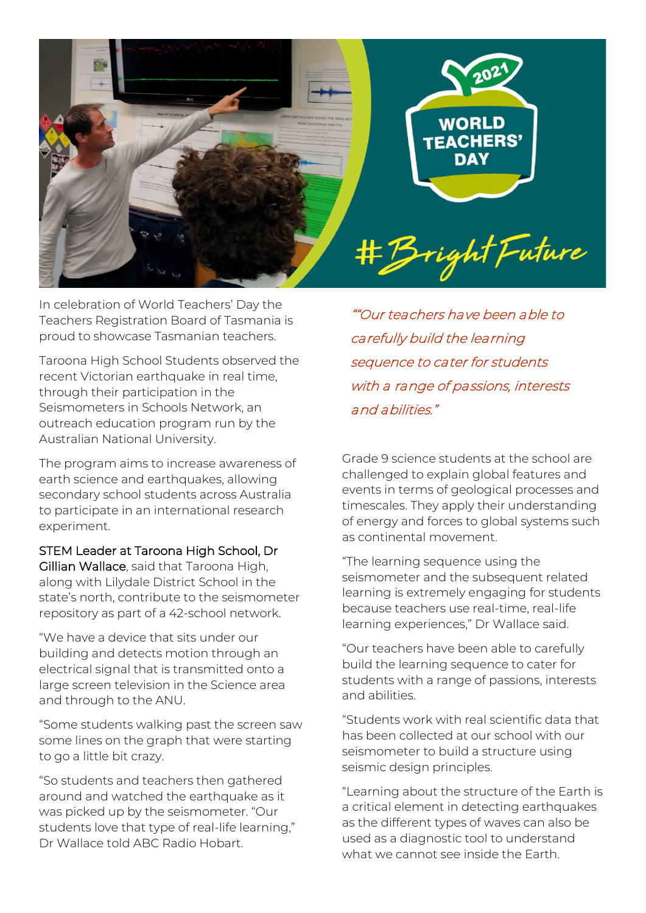In celebration of World Teachers' Day the Teachers Registration Board of Tasmania is proud to showcase Tasmanian teachers.

Taroona High School Students observed the recent Victorian earthquake in real time, through their participation in the Seismometers in Schools Network, an outreach education program run by the Australian National University.

The program aims to increase awareness of earth science and earthquakes, allowing secondary school students across Australia to participate in an international research experiment.

STEM Leader at Taroona High School, Dr Gillian Wallace, said that Taroona High, along with Lilydale District School in the state's north, contribute to the seismometer repository as part of a 42-school network.

"We have a device that sits under our building and detects motion through an electrical signal that is transmitted onto a large screen television in the Science area and through to the ANU.

"Some students walking past the screen saw some lines on the graph that were starting to go a little bit crazy.

"So students and teachers then gathered around and watched the earthquake as it was picked up by the seismometer. "Our students love that type of real-life learning," Dr Wallace told ABC Radio Hobart.

*""Our teachers have been able to carefully build the learning sequence to cater for students with a range of passions, interests and abilities."*

Grade 9 science students at the school are challenged to explain global features and events in terms of geological processes and timescales. They apply their understanding of energy and forces to global systems such as continental movement.

"The learning sequence using the seismometer and the subsequent related learning is extremely engaging for students because teachers use real-time, real-life learning experiences," Dr Wallace said.

"Our teachers have been able to carefully build the learning sequence to cater for students with a range of passions, interests and abilities.

"Students work with real scientific data that has been collected at our school with our seismometer to build a structure using seismic design principles.

"Learning about the structure of the Earth is a critical element in detecting earthquakes as the different types of waves can also be used as a diagnostic tool to understand what we cannot see inside the Earth.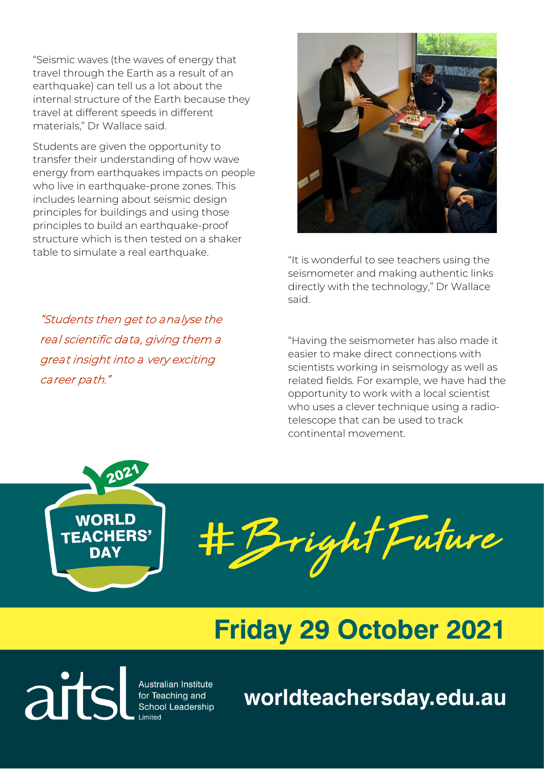"Seismic waves (the waves of energy that travel through the Earth as a result of an earthquake) can tell us a lot about the internal structure of the Earth because they travel at different speeds in different materials," Dr Wallace said.

Students are given the opportunity to transfer their understanding of how wave energy from earthquakes impacts on people who live in earthquake-prone zones. This includes learning about seismic design principles for buildings and using those principles to build an earthquake-proof structure which is then tested on a shaker table to simulate a real earthquake.

*"Students then get to analyse the real scientific data, giving them a great insight into a very exciting career path."*

"It is wonderful to see teachers using the seismometer and making authentic links directly with the technology," Dr Wallace said.

"Having the seismometer has also made it easier to make direct connections with scientists working in seismology as well as related fields. For example, we have had the opportunity to work with a local scientist who uses a clever technique using a radio-telescope that can be used to track continental movement.

2021 WORLD TEACHERS' DAY

#BrightFuture

**Friday 29 October 2021**

aitsl Australian Institute for Teaching and School Leadership Limited

**worldteachersday.edu.au**